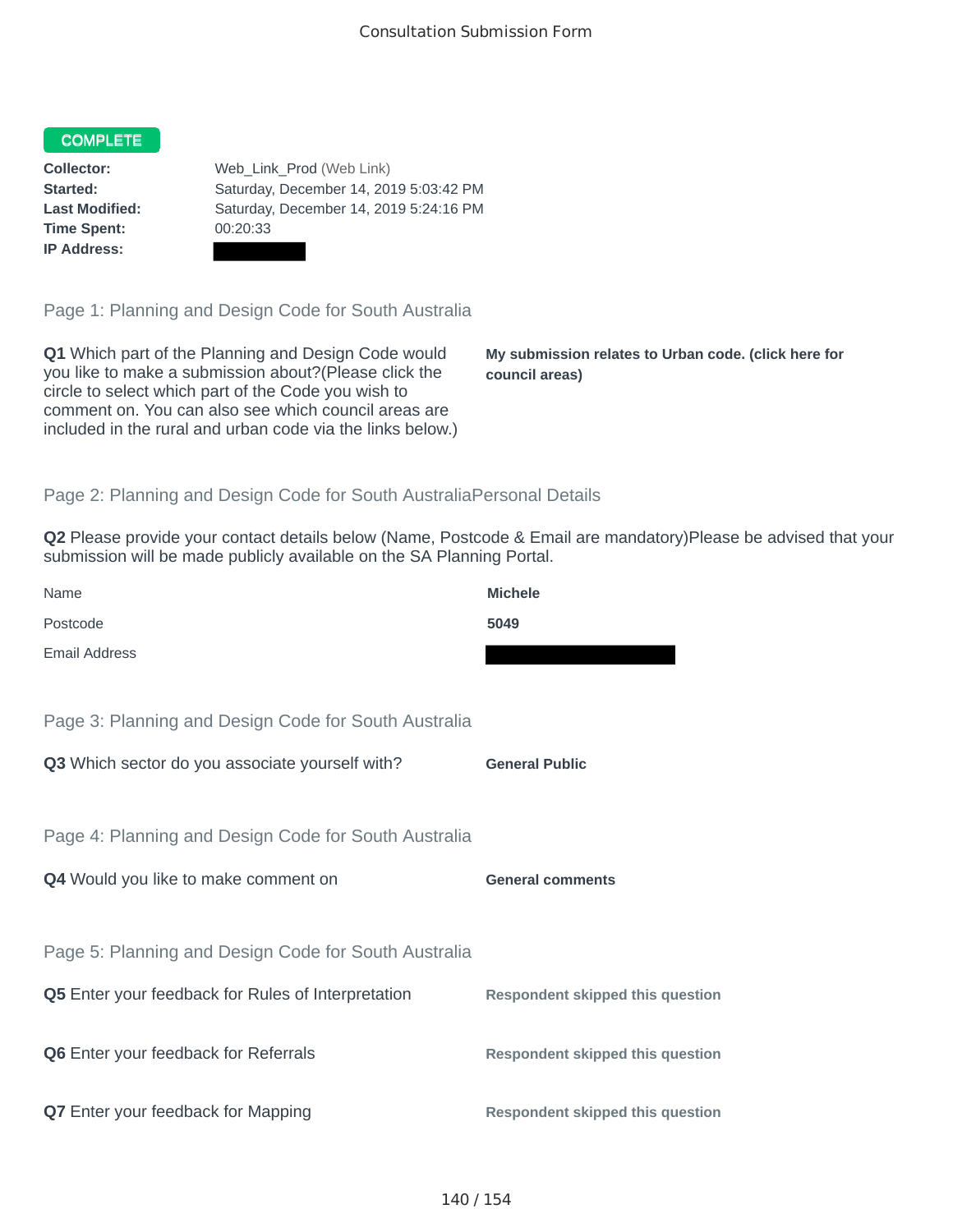Consultation Submission Form

**COMPLETE**

**Collector:** Web_Link_Prod (Web Link)
**Started:** Saturday, December 14, 2019 5:03:42 PM
**Last Modified:** Saturday, December 14, 2019 5:24:16 PM
**Time Spent:** 00:20:33
**IP Address:**

## Page 1: Planning and Design Code for South Australia

**Q1** Which part of the Planning and Design Code would you like to make a submission about?(Please click the circle to select which part of the Code you wish to comment on. You can also see which council areas are included in the rural and urban code via the links below.)

**My submission relates to Urban code. (click here for council areas)**

## Page 2: Planning and Design Code for South AustraliaPersonal Details

**Q2** Please provide your contact details below (Name, Postcode & Email are mandatory)Please be advised that your submission will be made publicly available on the SA Planning Portal.

| | |
|---|---|
| Name | **Michele** |
| Postcode | **5049** |
| Email Address | |

## Page 3: Planning and Design Code for South Australia

**Q3** Which sector do you associate yourself with?

**General Public**

## Page 4: Planning and Design Code for South Australia

**Q4** Would you like to make comment on

**General comments**

## Page 5: Planning and Design Code for South Australia

**Q5** Enter your feedback for Rules of Interpretation

**Respondent skipped this question**

**Q6** Enter your feedback for Referrals

**Respondent skipped this question**

**Q7** Enter your feedback for Mapping

**Respondent skipped this question**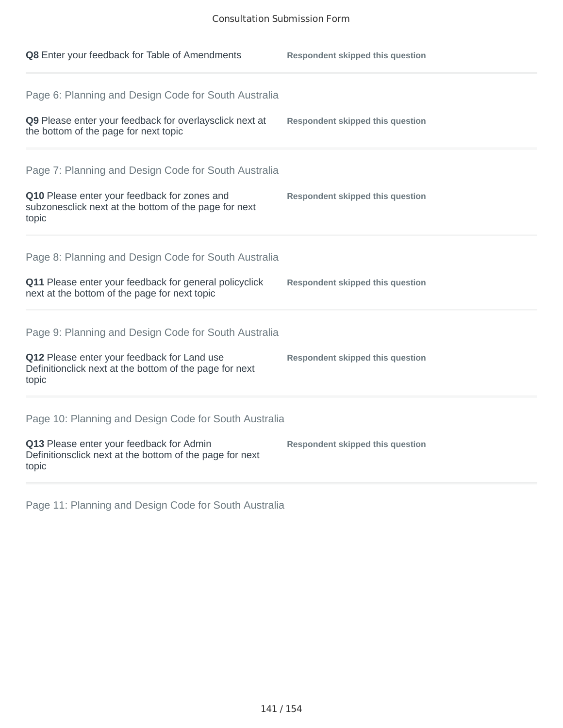**Q8** Enter your feedback for Table of Amendments — **Respondent skipped this question**

---

Page 6: Planning and Design Code for South Australia

**Q9** Please enter your feedback for overlaysclick next at the bottom of the page for next topic — **Respondent skipped this question**

---

Page 7: Planning and Design Code for South Australia

**Q10** Please enter your feedback for zones and subzonesclick next at the bottom of the page for next topic — **Respondent skipped this question**

---

Page 8: Planning and Design Code for South Australia

**Q11** Please enter your feedback for general policyclick next at the bottom of the page for next topic — **Respondent skipped this question**

---

Page 9: Planning and Design Code for South Australia

**Q12** Please enter your feedback for Land use Definitionclick next at the bottom of the page for next topic — **Respondent skipped this question**

---

Page 10: Planning and Design Code for South Australia

**Q13** Please enter your feedback for Admin Definitionsclick next at the bottom of the page for next topic — **Respondent skipped this question**

---

Page 11: Planning and Design Code for South Australia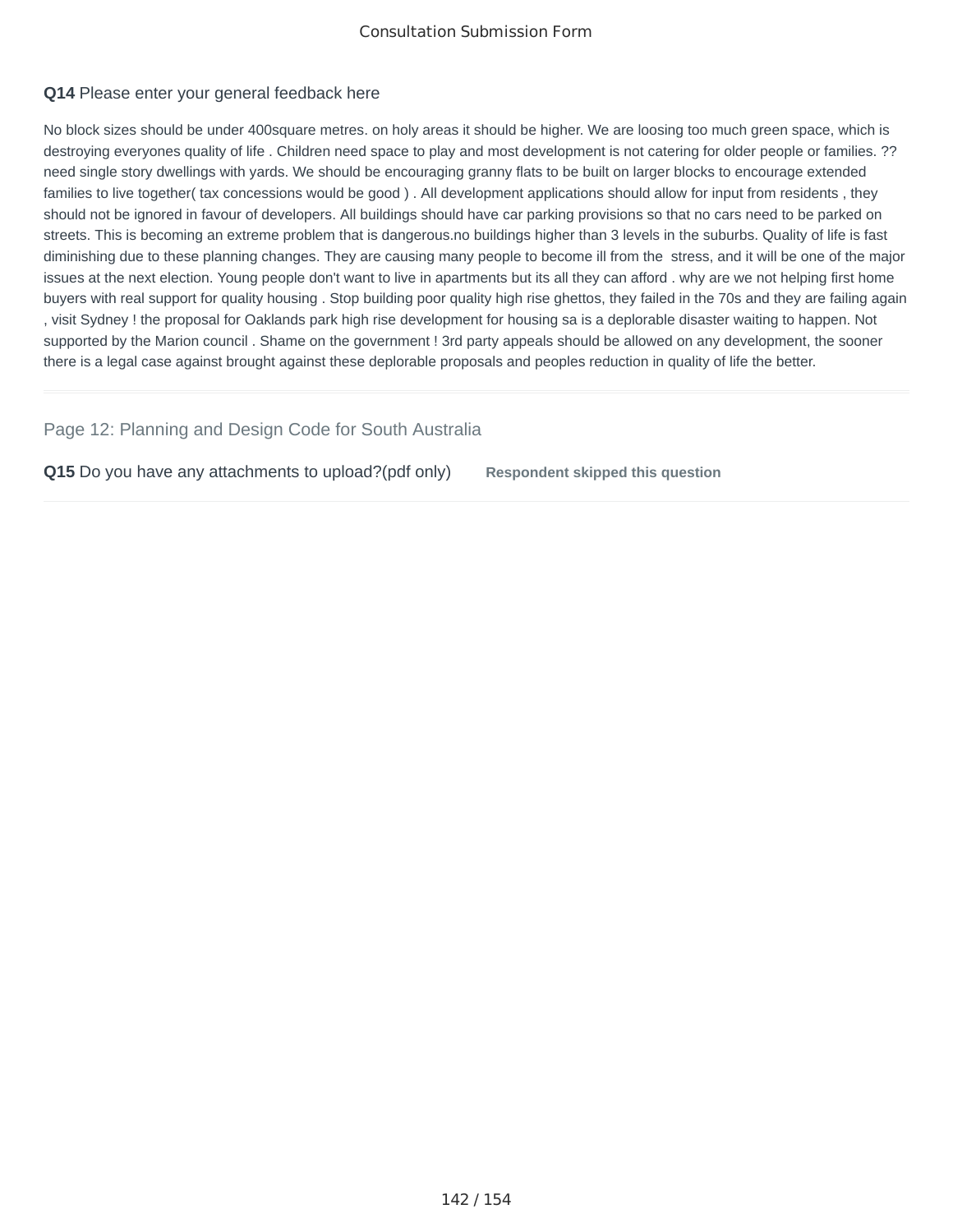**Q14** Please enter your general feedback here

No block sizes should be under 400square metres. on holy areas it should be higher. We are loosing too much green space, which is destroying everyones quality of life . Children need space to play and most development is not catering for older people or families. ?? need single story dwellings with yards. We should be encouraging granny flats to be built on larger blocks to encourage extended families to live together( tax concessions would be good ) . All development applications should allow for input from residents , they should not be ignored in favour of developers. All buildings should have car parking provisions so that no cars need to be parked on streets. This is becoming an extreme problem that is dangerous.no buildings higher than 3 levels in the suburbs. Quality of life is fast diminishing due to these planning changes. They are causing many people to become ill from the stress, and it will be one of the major issues at the next election. Young people don't want to live in apartments but its all they can afford . why are we not helping first home buyers with real support for quality housing . Stop building poor quality high rise ghettos, they failed in the 70s and they are failing again , visit Sydney ! the proposal for Oaklands park high rise development for housing sa is a deplorable disaster waiting to happen. Not supported by the Marion council . Shame on the government ! 3rd party appeals should be allowed on any development, the sooner there is a legal case against brought against these deplorable proposals and peoples reduction in quality of life the better.

## Page 12: Planning and Design Code for South Australia

**Q15** Do you have any attachments to upload?(pdf only) **Respondent skipped this question**